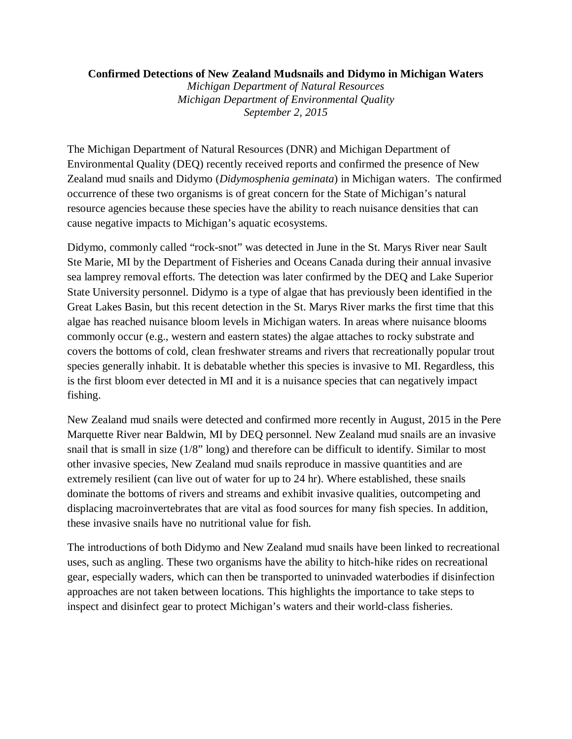**Confirmed Detections of New Zealand Mudsnails and Didymo in Michigan Waters**

*Michigan Department of Natural Resources*
*Michigan Department of Environmental Quality*
*September 2, 2015*

The Michigan Department of Natural Resources (DNR) and Michigan Department of Environmental Quality (DEQ) recently received reports and confirmed the presence of New Zealand mud snails and Didymo (*Didymosphenia geminata*) in Michigan waters. The confirmed occurrence of these two organisms is of great concern for the State of Michigan's natural resource agencies because these species have the ability to reach nuisance densities that can cause negative impacts to Michigan's aquatic ecosystems.

Didymo, commonly called "rock-snot" was detected in June in the St. Marys River near Sault Ste Marie, MI by the Department of Fisheries and Oceans Canada during their annual invasive sea lamprey removal efforts. The detection was later confirmed by the DEQ and Lake Superior State University personnel. Didymo is a type of algae that has previously been identified in the Great Lakes Basin, but this recent detection in the St. Marys River marks the first time that this algae has reached nuisance bloom levels in Michigan waters. In areas where nuisance blooms commonly occur (e.g., western and eastern states) the algae attaches to rocky substrate and covers the bottoms of cold, clean freshwater streams and rivers that recreationally popular trout species generally inhabit. It is debatable whether this species is invasive to MI. Regardless, this is the first bloom ever detected in MI and it is a nuisance species that can negatively impact fishing.

New Zealand mud snails were detected and confirmed more recently in August, 2015 in the Pere Marquette River near Baldwin, MI by DEQ personnel. New Zealand mud snails are an invasive snail that is small in size (1/8" long) and therefore can be difficult to identify. Similar to most other invasive species, New Zealand mud snails reproduce in massive quantities and are extremely resilient (can live out of water for up to 24 hr). Where established, these snails dominate the bottoms of rivers and streams and exhibit invasive qualities, outcompeting and displacing macroinvertebrates that are vital as food sources for many fish species. In addition, these invasive snails have no nutritional value for fish.

The introductions of both Didymo and New Zealand mud snails have been linked to recreational uses, such as angling. These two organisms have the ability to hitch-hike rides on recreational gear, especially waders, which can then be transported to uninvaded waterbodies if disinfection approaches are not taken between locations. This highlights the importance to take steps to inspect and disinfect gear to protect Michigan's waters and their world-class fisheries.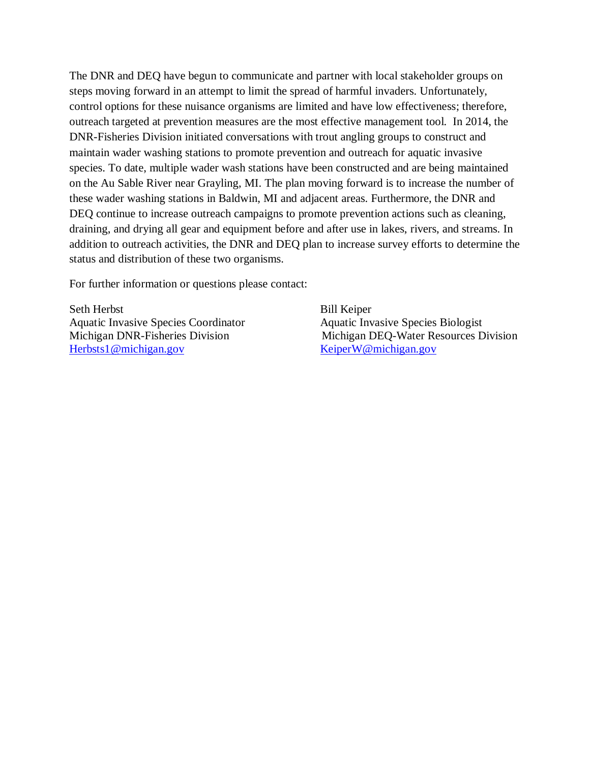The DNR and DEQ have begun to communicate and partner with local stakeholder groups on steps moving forward in an attempt to limit the spread of harmful invaders. Unfortunately, control options for these nuisance organisms are limited and have low effectiveness; therefore, outreach targeted at prevention measures are the most effective management tool. In 2014, the DNR-Fisheries Division initiated conversations with trout angling groups to construct and maintain wader washing stations to promote prevention and outreach for aquatic invasive species. To date, multiple wader wash stations have been constructed and are being maintained on the Au Sable River near Grayling, MI. The plan moving forward is to increase the number of these wader washing stations in Baldwin, MI and adjacent areas. Furthermore, the DNR and DEQ continue to increase outreach campaigns to promote prevention actions such as cleaning, draining, and drying all gear and equipment before and after use in lakes, rivers, and streams. In addition to outreach activities, the DNR and DEQ plan to increase survey efforts to determine the status and distribution of these two organisms.

For further information or questions please contact:

Seth Herbst
Aquatic Invasive Species Coordinator
Michigan DNR-Fisheries Division
Herbsts1@michigan.gov

Bill Keiper
Aquatic Invasive Species Biologist
Michigan DEQ-Water Resources Division
KeiperW@michigan.gov